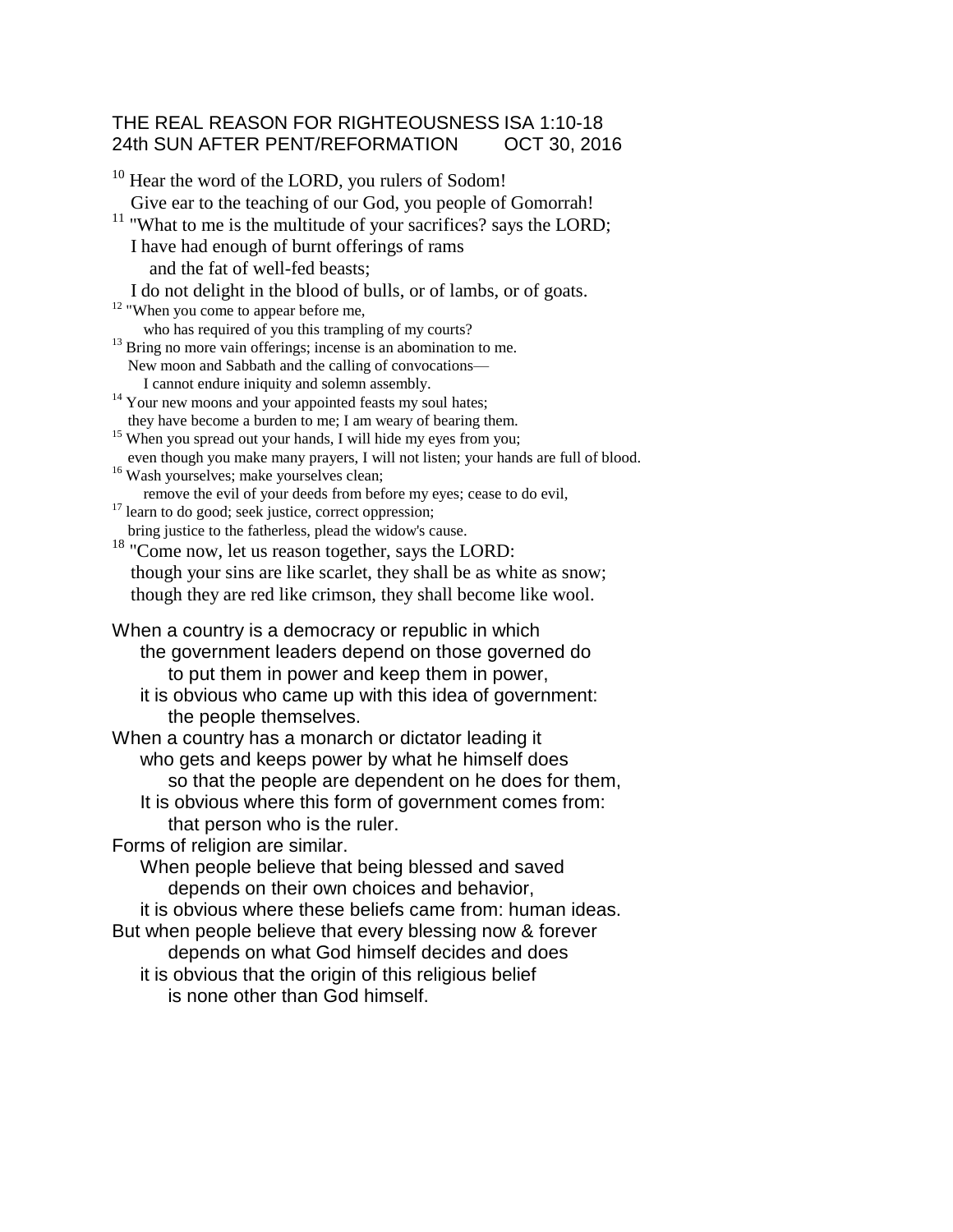THE REAL REASON FOR RIGHTEOUSNESS ISA 1:10-18
24th SUN AFTER PENT/REFORMATION OCT 30, 2016

[10] Hear the word of the LORD, you rulers of Sodom!
Give ear to the teaching of our God, you people of Gomorrah!
[11] "What to me is the multitude of your sacrifices? says the LORD;
I have had enough of burnt offerings of rams
and the fat of well-fed beasts;
I do not delight in the blood of bulls, or of lambs, or of goats.
[12] "When you come to appear before me,
who has required of you this trampling of my courts?
[13] Bring no more vain offerings; incense is an abomination to me.
New moon and Sabbath and the calling of convocations—
I cannot endure iniquity and solemn assembly.
[14] Your new moons and your appointed feasts my soul hates;
they have become a burden to me; I am weary of bearing them.
[15] When you spread out your hands, I will hide my eyes from you;
even though you make many prayers, I will not listen; your hands are full of blood.
[16] Wash yourselves; make yourselves clean;
remove the evil of your deeds from before my eyes; cease to do evil,
[17] learn to do good; seek justice, correct oppression;
bring justice to the fatherless, plead the widow's cause.
[18] "Come now, let us reason together, says the LORD:
though your sins are like scarlet, they shall be as white as snow;
though they are red like crimson, they shall become like wool.

When a country is a democracy or republic in which
the government leaders depend on those governed do
to put them in power and keep them in power,
it is obvious who came up with this idea of government:
the people themselves.
When a country has a monarch or dictator leading it
who gets and keeps power by what he himself does
so that the people are dependent on he does for them,
It is obvious where this form of government comes from:
that person who is the ruler.
Forms of religion are similar.
When people believe that being blessed and saved
depends on their own choices and behavior,
it is obvious where these beliefs came from: human ideas.
But when people believe that every blessing now & forever
depends on what God himself decides and does
it is obvious that the origin of this religious belief
is none other than God himself.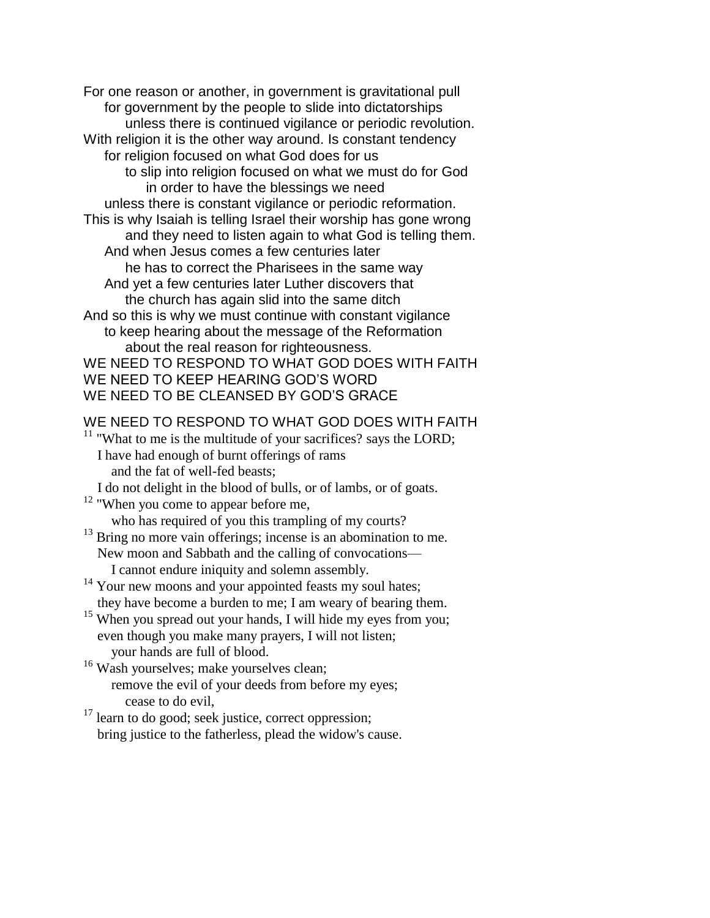For one reason or another, in government is gravitational pull
for government by the people to slide into dictatorships
unless there is continued vigilance or periodic revolution.
With religion it is the other way around. Is constant tendency
for religion focused on what God does for us
to slip into religion focused on what we must do for God
in order to have the blessings we need
unless there is constant vigilance or periodic reformation.
This is why Isaiah is telling Israel their worship has gone wrong
and they need to listen again to what God is telling them.
And when Jesus comes a few centuries later
he has to correct the Pharisees in the same way
And yet a few centuries later Luther discovers that
the church has again slid into the same ditch
And so this is why we must continue with constant vigilance
to keep hearing about the message of the Reformation
about the real reason for righteousness.
WE NEED TO RESPOND TO WHAT GOD DOES WITH FAITH
WE NEED TO KEEP HEARING GOD'S WORD
WE NEED TO BE CLEANSED BY GOD'S GRACE

WE NEED TO RESPOND TO WHAT GOD DOES WITH FAITH

[11] "What to me is the multitude of your sacrifices? says the LORD;
I have had enough of burnt offerings of rams
and the fat of well-fed beasts;
I do not delight in the blood of bulls, or of lambs, or of goats.
[12] "When you come to appear before me,
who has required of you this trampling of my courts?
[13] Bring no more vain offerings; incense is an abomination to me.
New moon and Sabbath and the calling of convocations—
I cannot endure iniquity and solemn assembly.
[14] Your new moons and your appointed feasts my soul hates;
they have become a burden to me; I am weary of bearing them.
[15] When you spread out your hands, I will hide my eyes from you;
even though you make many prayers, I will not listen;
your hands are full of blood.
[16] Wash yourselves; make yourselves clean;
remove the evil of your deeds from before my eyes;
cease to do evil,
[17] learn to do good; seek justice, correct oppression;
bring justice to the fatherless, plead the widow's cause.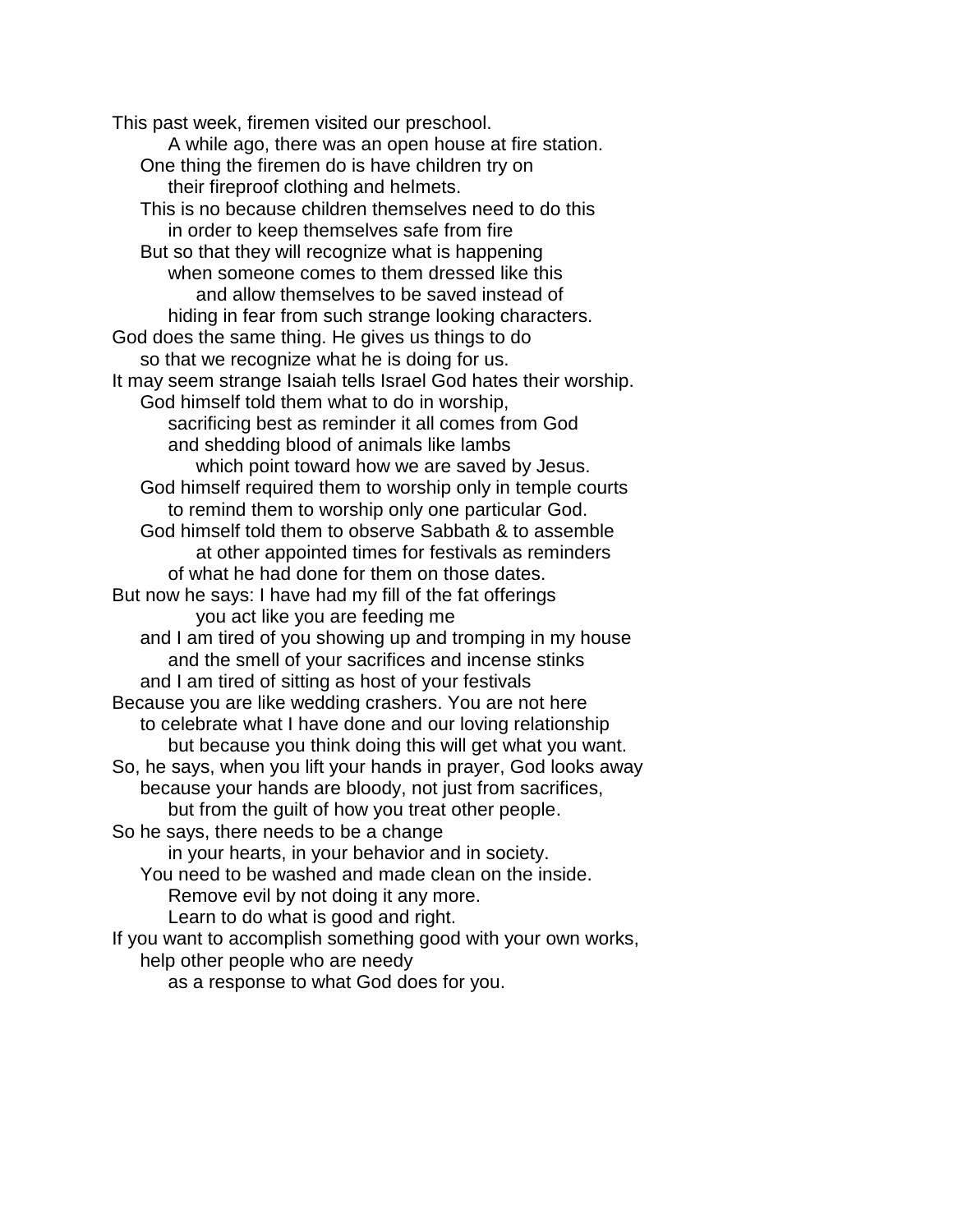This past week, firemen visited our preschool.
A while ago, there was an open house at fire station.
One thing the firemen do is have children try on
their fireproof clothing and helmets.
This is no because children themselves need to do this
in order to keep themselves safe from fire
But so that they will recognize what is happening
when someone comes to them dressed like this
and allow themselves to be saved instead of
hiding in fear from such strange looking characters.
God does the same thing. He gives us things to do
so that we recognize what he is doing for us.
It may seem strange Isaiah tells Israel God hates their worship.
God himself told them what to do in worship,
sacrificing best as reminder it all comes from God
and shedding blood of animals like lambs
which point toward how we are saved by Jesus.
God himself required them to worship only in temple courts
to remind them to worship only one particular God.
God himself told them to observe Sabbath & to assemble
at other appointed times for festivals as reminders
of what he had done for them on those dates.
But now he says: I have had my fill of the fat offerings
you act like you are feeding me
and I am tired of you showing up and tromping in my house
and the smell of your sacrifices and incense stinks
and I am tired of sitting as host of your festivals
Because you are like wedding crashers. You are not here
to celebrate what I have done and our loving relationship
but because you think doing this will get what you want.
So, he says, when you lift your hands in prayer, God looks away
because your hands are bloody, not just from sacrifices,
but from the guilt of how you treat other people.
So he says, there needs to be a change
in your hearts, in your behavior and in society.
You need to be washed and made clean on the inside.
Remove evil by not doing it any more.
Learn to do what is good and right.
If you want to accomplish something good with your own works,
help other people who are needy
as a response to what God does for you.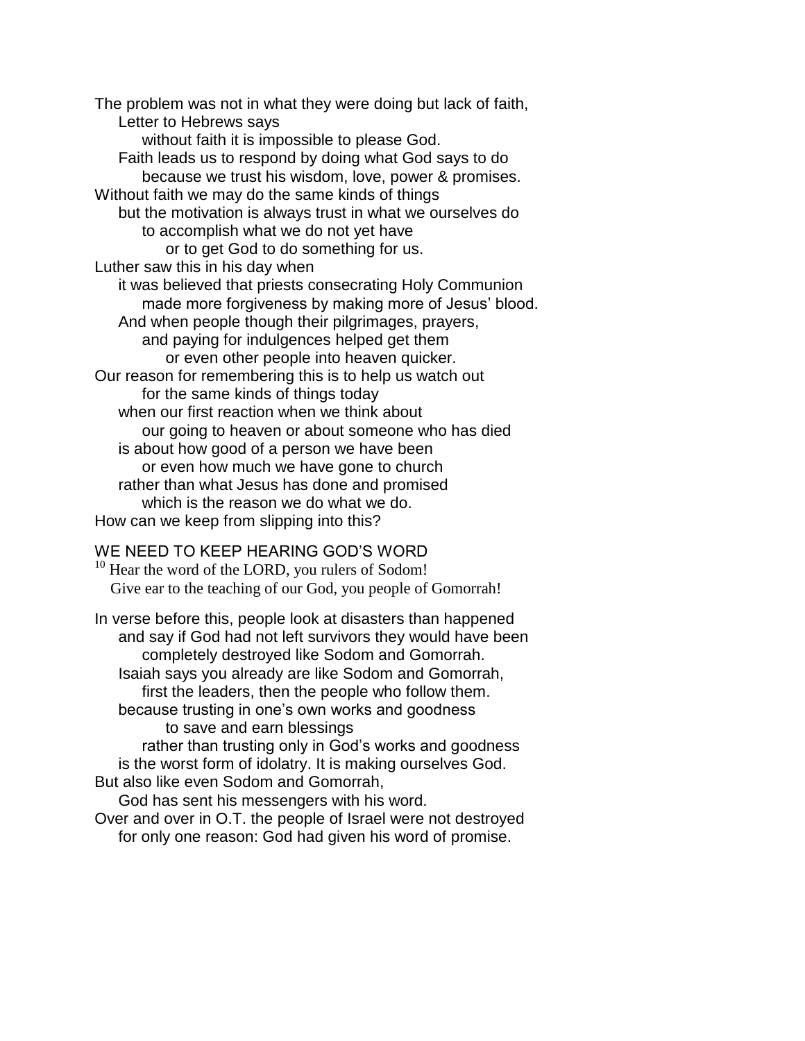The problem was not in what they were doing but lack of faith,
Letter to Hebrews says
without faith it is impossible to please God.
Faith leads us to respond by doing what God says to do
because we trust his wisdom, love, power & promises.
Without faith we may do the same kinds of things
but the motivation is always trust in what we ourselves do
to accomplish what we do not yet have
or to get God to do something for us.
Luther saw this in his day when
it was believed that priests consecrating Holy Communion
made more forgiveness by making more of Jesus' blood.
And when people though their pilgrimages, prayers,
and paying for indulgences helped get them
or even other people into heaven quicker.
Our reason for remembering this is to help us watch out
for the same kinds of things today
when our first reaction when we think about
our going to heaven or about someone who has died
is about how good of a person we have been
or even how much we have gone to church
rather than what Jesus has done and promised
which is the reason we do what we do.
How can we keep from slipping into this?

WE NEED TO KEEP HEARING GOD'S WORD

[10] Hear the word of the LORD, you rulers of Sodom!
Give ear to the teaching of our God, you people of Gomorrah!

In verse before this, people look at disasters than happened
and say if God had not left survivors they would have been
completely destroyed like Sodom and Gomorrah.
Isaiah says you already are like Sodom and Gomorrah,
first the leaders, then the people who follow them.
because trusting in one's own works and goodness
to save and earn blessings
rather than trusting only in God's works and goodness
is the worst form of idolatry. It is making ourselves God.
But also like even Sodom and Gomorrah,
God has sent his messengers with his word.
Over and over in O.T. the people of Israel were not destroyed
for only one reason: God had given his word of promise.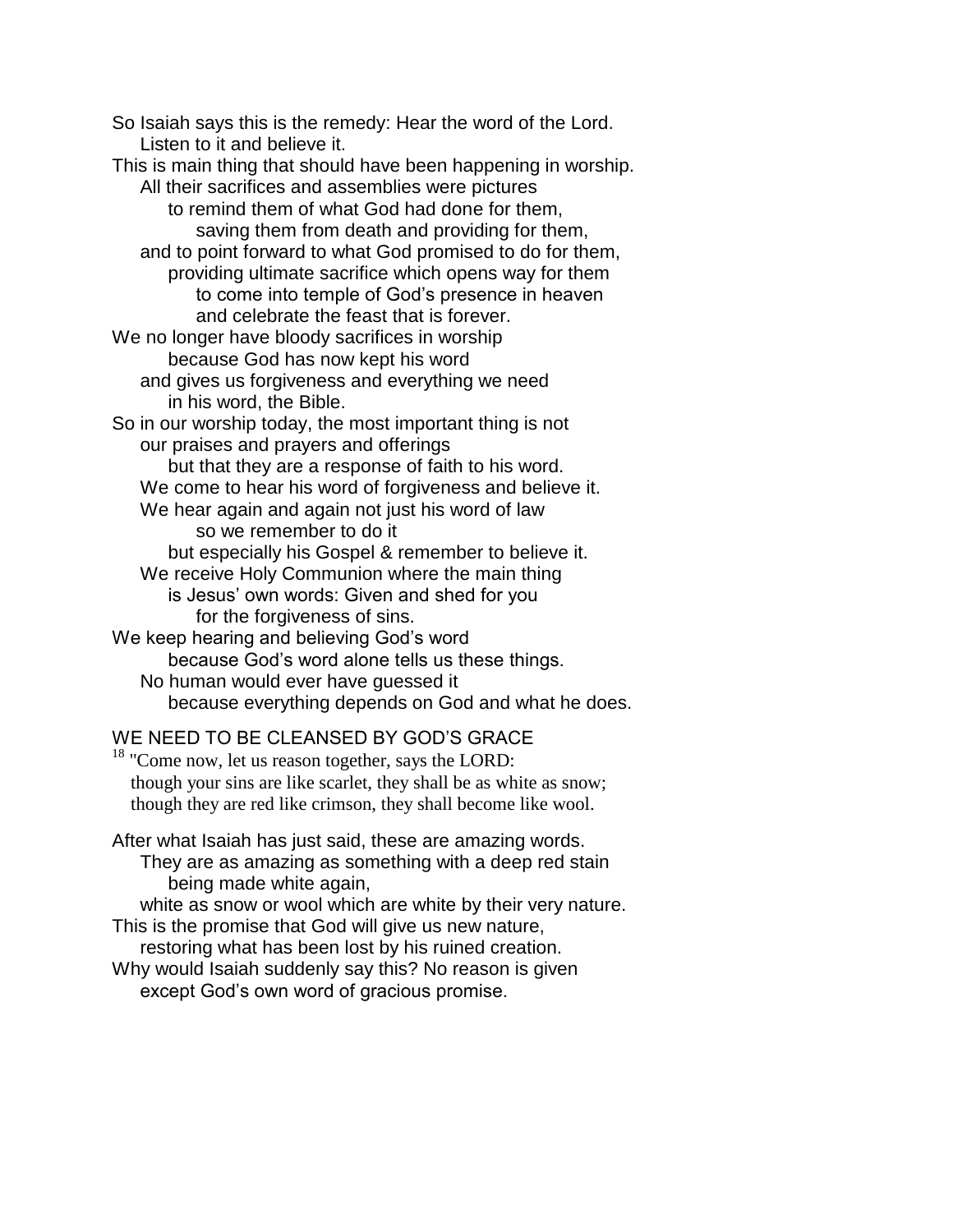So Isaiah says this is the remedy: Hear the word of the Lord.
    Listen to it and believe it.
This is main thing that should have been happening in worship.
    All their sacrifices and assemblies were pictures
        to remind them of what God had done for them,
            saving them from death and providing for them,
    and to point forward to what God promised to do for them,
        providing ultimate sacrifice which opens way for them
            to come into temple of God's presence in heaven
            and celebrate the feast that is forever.
We no longer have bloody sacrifices in worship
        because God has now kept his word
    and gives us forgiveness and everything we need
        in his word, the Bible.
So in our worship today, the most important thing is not
    our praises and prayers and offerings
        but that they are a response of faith to his word.
    We come to hear his word of forgiveness and believe it.
    We hear again and again not just his word of law
            so we remember to do it
        but especially his Gospel & remember to believe it.
    We receive Holy Communion where the main thing
        is Jesus' own words: Given and shed for you
            for the forgiveness of sins.
We keep hearing and believing God's word
        because God's word alone tells us these things.
    No human would ever have guessed it
        because everything depends on God and what he does.

WE NEED TO BE CLEANSED BY GOD'S GRACE

[18] "Come now, let us reason together, says the LORD:
  though your sins are like scarlet, they shall be as white as snow;
  though they are red like crimson, they shall become like wool.

After what Isaiah has just said, these are amazing words.
    They are as amazing as something with a deep red stain
        being made white again,
    white as snow or wool which are white by their very nature.
This is the promise that God will give us new nature,
    restoring what has been lost by his ruined creation.
Why would Isaiah suddenly say this? No reason is given
    except God's own word of gracious promise.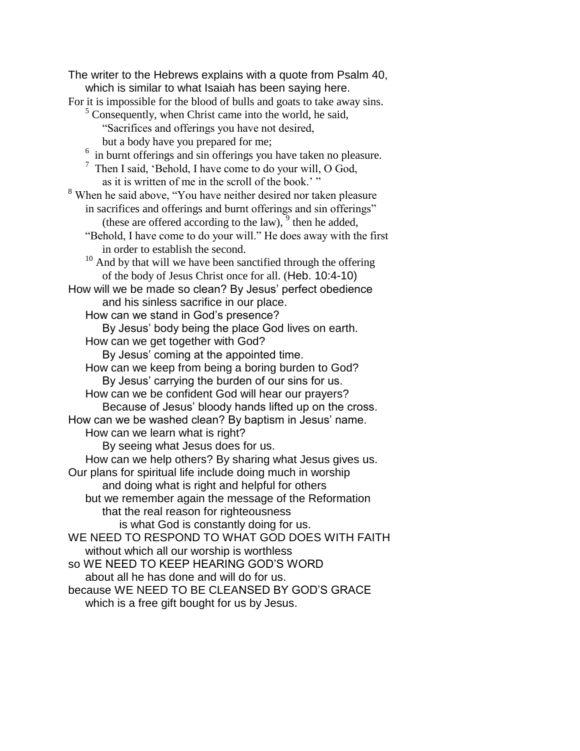The writer to the Hebrews explains with a quote from Psalm 40,
which is similar to what Isaiah has been saying here.

For it is impossible for the blood of bulls and goats to take away sins.
[5] Consequently, when Christ came into the world, he said,
"Sacrifices and offerings you have not desired,
but a body have you prepared for me;
[6] in burnt offerings and sin offerings you have taken no pleasure.
[7] Then I said, 'Behold, I have come to do your will, O God,
as it is written of me in the scroll of the book.' "
[8] When he said above, "You have neither desired nor taken pleasure
in sacrifices and offerings and burnt offerings and sin offerings"
(these are offered according to the law), [9] then he added,
"Behold, I have come to do your will." He does away with the first
in order to establish the second.
[10] And by that will we have been sanctified through the offering
of the body of Jesus Christ once for all. (Heb. 10:4-10)

How will we be made so clean? By Jesus' perfect obedience
and his sinless sacrifice in our place.
How can we stand in God's presence?
By Jesus' body being the place God lives on earth.
How can we get together with God?
By Jesus' coming at the appointed time.
How can we keep from being a boring burden to God?
By Jesus' carrying the burden of our sins for us.
How can we be confident God will hear our prayers?
Because of Jesus' bloody hands lifted up on the cross.

How can we be washed clean? By baptism in Jesus' name.
How can we learn what is right?
By seeing what Jesus does for us.
How can we help others? By sharing what Jesus gives us.

Our plans for spiritual life include doing much in worship
and doing what is right and helpful for others
but we remember again the message of the Reformation
that the real reason for righteousness
is what God is constantly doing for us.

WE NEED TO RESPOND TO WHAT GOD DOES WITH FAITH
without which all our worship is worthless
so WE NEED TO KEEP HEARING GOD'S WORD
about all he has done and will do for us.
because WE NEED TO BE CLEANSED BY GOD'S GRACE
which is a free gift bought for us by Jesus.